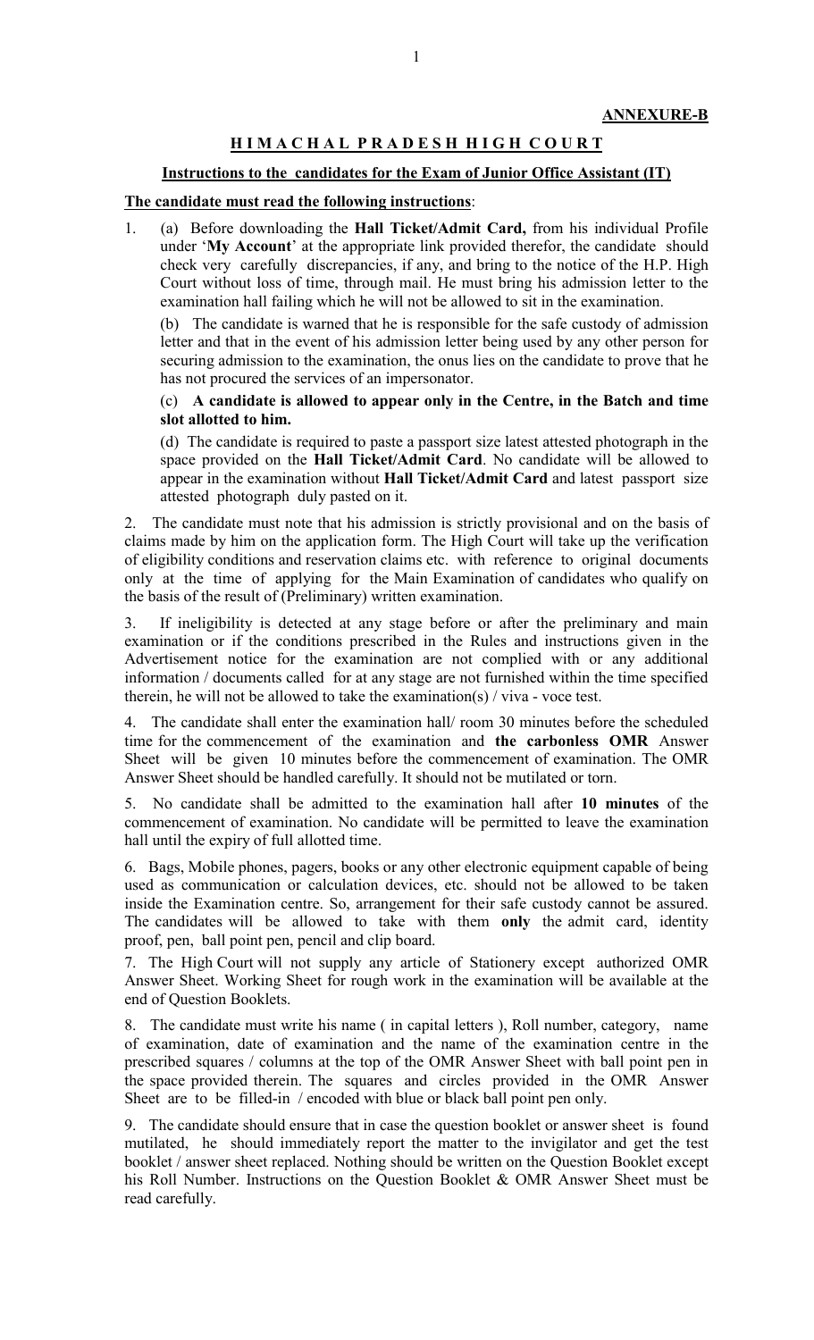**ANNEXURE-B**

## HIMACHAL PRADESH HIGH COURT

**Instructions to the candidates for the Exam of Junior Office Assistant (IT)**

**The candidate must read the following instructions**:

1. (a) Before downloading the **Hall Ticket/Admit Card,** from his individual Profile under '**My Account**' at the appropriate link provided therefor, the candidate should check very carefully discrepancies, if any, and bring to the notice of the H.P. High Court without loss of time, through mail. He must bring his admission letter to the examination hall failing which he will not be allowed to sit in the examination.

   (b) The candidate is warned that he is responsible for the safe custody of admission letter and that in the event of his admission letter being used by any other person for securing admission to the examination, the onus lies on the candidate to prove that he has not procured the services of an impersonator.

   (c) **A candidate is allowed to appear only in the Centre, in the Batch and time slot allotted to him.**

   (d) The candidate is required to paste a passport size latest attested photograph in the space provided on the **Hall Ticket/Admit Card**. No candidate will be allowed to appear in the examination without **Hall Ticket/Admit Card** and latest passport size attested photograph duly pasted on it.

2. The candidate must note that his admission is strictly provisional and on the basis of claims made by him on the application form. The High Court will take up the verification of eligibility conditions and reservation claims etc. with reference to original documents only at the time of applying for the Main Examination of candidates who qualify on the basis of the result of (Preliminary) written examination.

3. If ineligibility is detected at any stage before or after the preliminary and main examination or if the conditions prescribed in the Rules and instructions given in the Advertisement notice for the examination are not complied with or any additional information / documents called for at any stage are not furnished within the time specified therein, he will not be allowed to take the examination(s) / viva - voce test.

4. The candidate shall enter the examination hall/ room 30 minutes before the scheduled time for the commencement of the examination and **the carbonless OMR** Answer Sheet will be given 10 minutes before the commencement of examination. The OMR Answer Sheet should be handled carefully. It should not be mutilated or torn.

5. No candidate shall be admitted to the examination hall after **10 minutes** of the commencement of examination. No candidate will be permitted to leave the examination hall until the expiry of full allotted time.

6. Bags, Mobile phones, pagers, books or any other electronic equipment capable of being used as communication or calculation devices, etc. should not be allowed to be taken inside the Examination centre. So, arrangement for their safe custody cannot be assured. The candidates will be allowed to take with them **only** the admit card, identity proof, pen, ball point pen, pencil and clip board.

7. The High Court will not supply any article of Stationery except authorized OMR Answer Sheet. Working Sheet for rough work in the examination will be available at the end of Question Booklets.

8. The candidate must write his name ( in capital letters ), Roll number, category, name of examination, date of examination and the name of the examination centre in the prescribed squares / columns at the top of the OMR Answer Sheet with ball point pen in the space provided therein. The squares and circles provided in the OMR Answer Sheet are to be filled-in / encoded with blue or black ball point pen only.

9. The candidate should ensure that in case the question booklet or answer sheet is found mutilated, he should immediately report the matter to the invigilator and get the test booklet / answer sheet replaced. Nothing should be written on the Question Booklet except his Roll Number. Instructions on the Question Booklet & OMR Answer Sheet must be read carefully.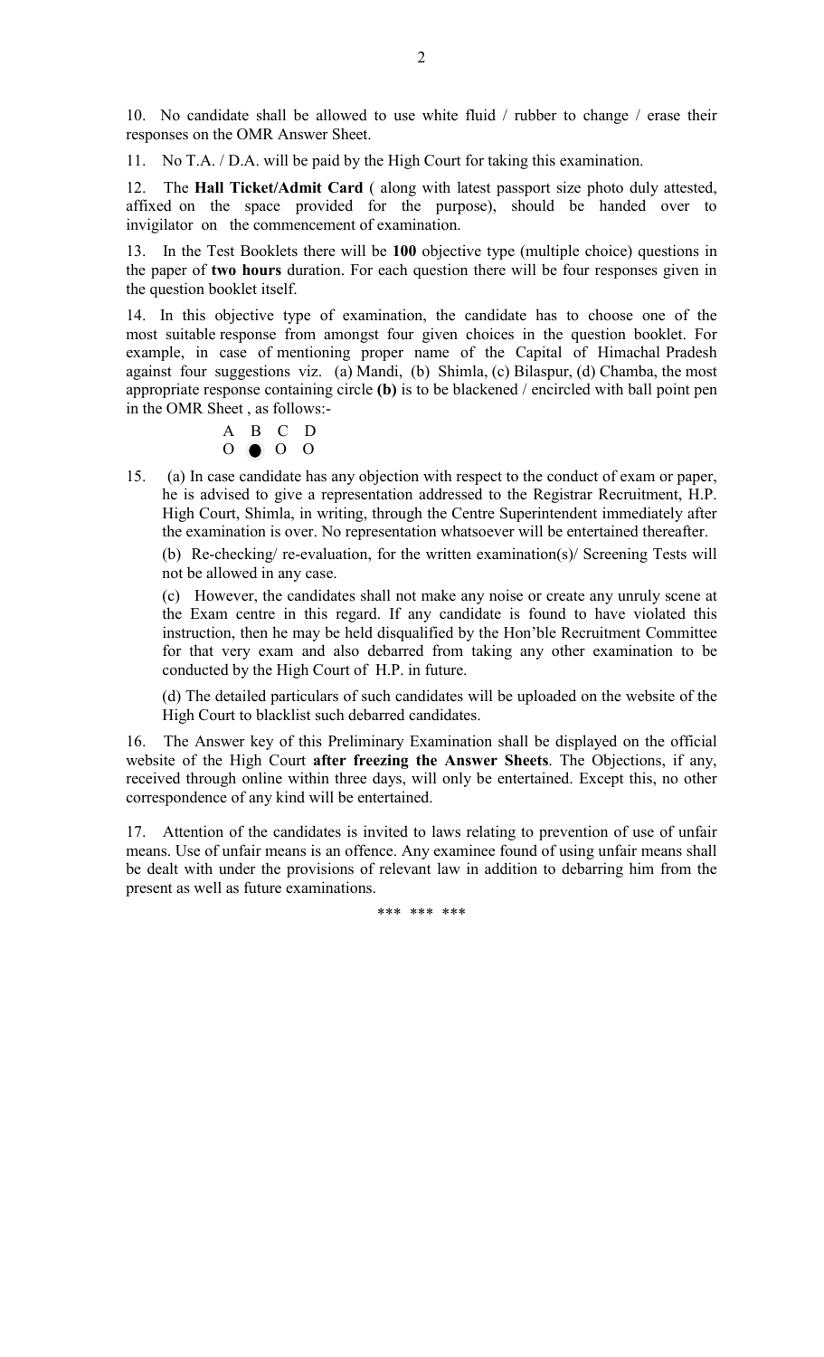10. No candidate shall be allowed to use white fluid / rubber to change / erase their responses on the OMR Answer Sheet.

11. No T.A. / D.A. will be paid by the High Court for taking this examination.

12. The **Hall Ticket/Admit Card** ( along with latest passport size photo duly attested, affixed on the space provided for the purpose), should be handed over to invigilator on the commencement of examination.

13. In the Test Booklets there will be **100** objective type (multiple choice) questions in the paper of **two hours** duration. For each question there will be four responses given in the question booklet itself.

14. In this objective type of examination, the candidate has to choose one of the most suitable response from amongst four given choices in the question booklet. For example, in case of mentioning proper name of the Capital of Himachal Pradesh against four suggestions viz. (a) Mandi, (b) Shimla, (c) Bilaspur, (d) Chamba, the most appropriate response containing circle **(b)** is to be blackened / encircled with ball point pen in the OMR Sheet , as follows:-

| A | B | C | D |
|---|---|---|---|
| O | ● | O | O |

15. (a) In case candidate has any objection with respect to the conduct of exam or paper, he is advised to give a representation addressed to the Registrar Recruitment, H.P. High Court, Shimla, in writing, through the Centre Superintendent immediately after the examination is over. No representation whatsoever will be entertained thereafter.

(b) Re-checking/ re-evaluation, for the written examination(s)/ Screening Tests will not be allowed in any case.

(c) However, the candidates shall not make any noise or create any unruly scene at the Exam centre in this regard. If any candidate is found to have violated this instruction, then he may be held disqualified by the Hon'ble Recruitment Committee for that very exam and also debarred from taking any other examination to be conducted by the High Court of H.P. in future.

(d) The detailed particulars of such candidates will be uploaded on the website of the High Court to blacklist such debarred candidates.

16. The Answer key of this Preliminary Examination shall be displayed on the official website of the High Court **after freezing the Answer Sheets**. The Objections, if any, received through online within three days, will only be entertained. Except this, no other correspondence of any kind will be entertained.

17. Attention of the candidates is invited to laws relating to prevention of use of unfair means. Use of unfair means is an offence. Any examinee found of using unfair means shall be dealt with under the provisions of relevant law in addition to debarring him from the present as well as future examinations.

\*\*\* \*\*\* \*\*\*